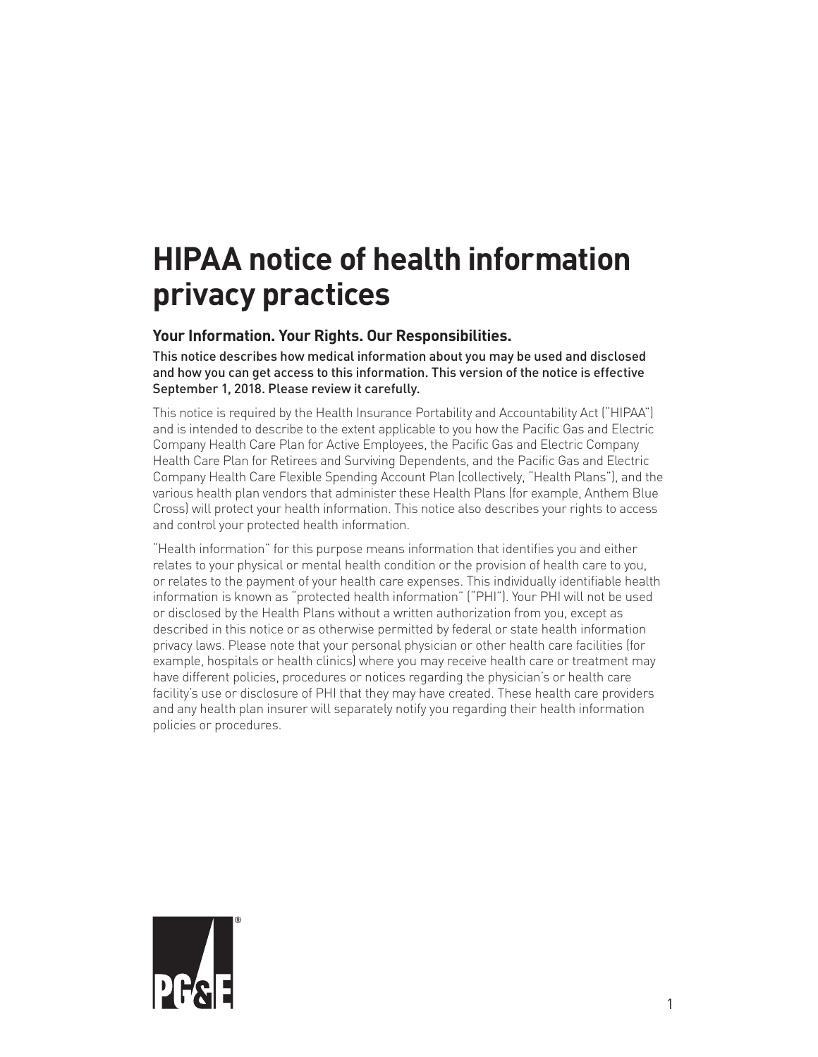# HIPAA notice of health information privacy practices

## Your Information. Your Rights. Our Responsibilities.

This notice describes how medical information about you may be used and disclosed and how you can get access to this information. This version of the notice is effective September 1, 2018. Please review it carefully.

This notice is required by the Health Insurance Portability and Accountability Act ("HIPAA") and is intended to describe to the extent applicable to you how the Pacific Gas and Electric Company Health Care Plan for Active Employees, the Pacific Gas and Electric Company Health Care Plan for Retirees and Surviving Dependents, and the Pacific Gas and Electric Company Health Care Flexible Spending Account Plan (collectively, "Health Plans"), and the various health plan vendors that administer these Health Plans (for example, Anthem Blue Cross) will protect your health information. This notice also describes your rights to access and control your protected health information.

"Health information" for this purpose means information that identifies you and either relates to your physical or mental health condition or the provision of health care to you, or relates to the payment of your health care expenses. This individually identifiable health information is known as "protected health information" ("PHI"). Your PHI will not be used or disclosed by the Health Plans without a written authorization from you, except as described in this notice or as otherwise permitted by federal or state health information privacy laws. Please note that your personal physician or other health care facilities (for example, hospitals or health clinics) where you may receive health care or treatment may have different policies, procedures or notices regarding the physician's or health care facility's use or disclosure of PHI that they may have created. These health care providers and any health plan insurer will separately notify you regarding their health information policies or procedures.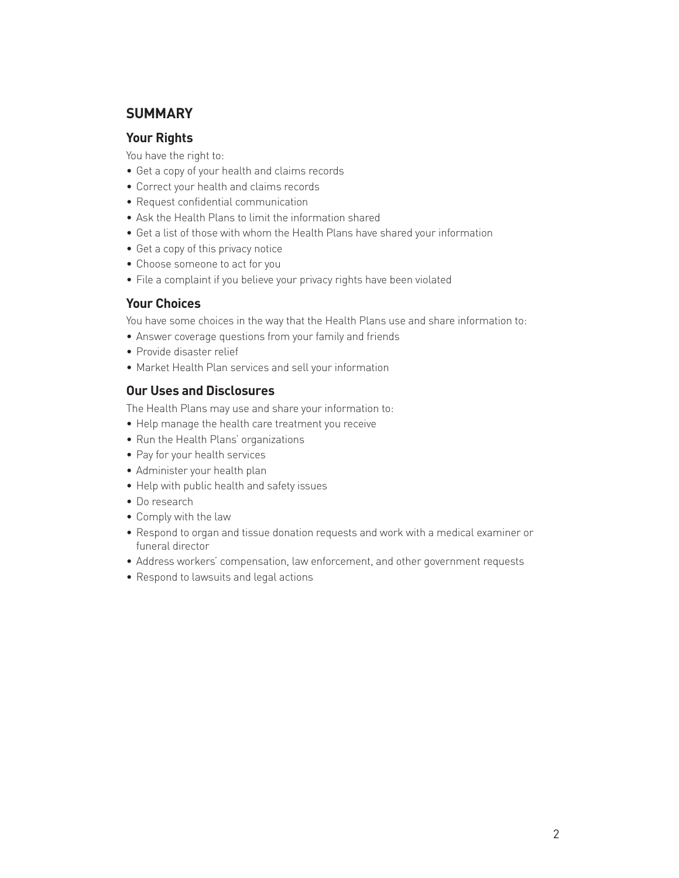## SUMMARY

### Your Rights

You have the right to:

- Get a copy of your health and claims records
- Correct your health and claims records
- Request confidential communication
- Ask the Health Plans to limit the information shared
- Get a list of those with whom the Health Plans have shared your information
- Get a copy of this privacy notice
- Choose someone to act for you
- File a complaint if you believe your privacy rights have been violated

### Your Choices

You have some choices in the way that the Health Plans use and share information to:

- Answer coverage questions from your family and friends
- Provide disaster relief
- Market Health Plan services and sell your information

### Our Uses and Disclosures

The Health Plans may use and share your information to:

- Help manage the health care treatment you receive
- Run the Health Plans' organizations
- Pay for your health services
- Administer your health plan
- Help with public health and safety issues
- Do research
- Comply with the law
- Respond to organ and tissue donation requests and work with a medical examiner or funeral director
- Address workers' compensation, law enforcement, and other government requests
- Respond to lawsuits and legal actions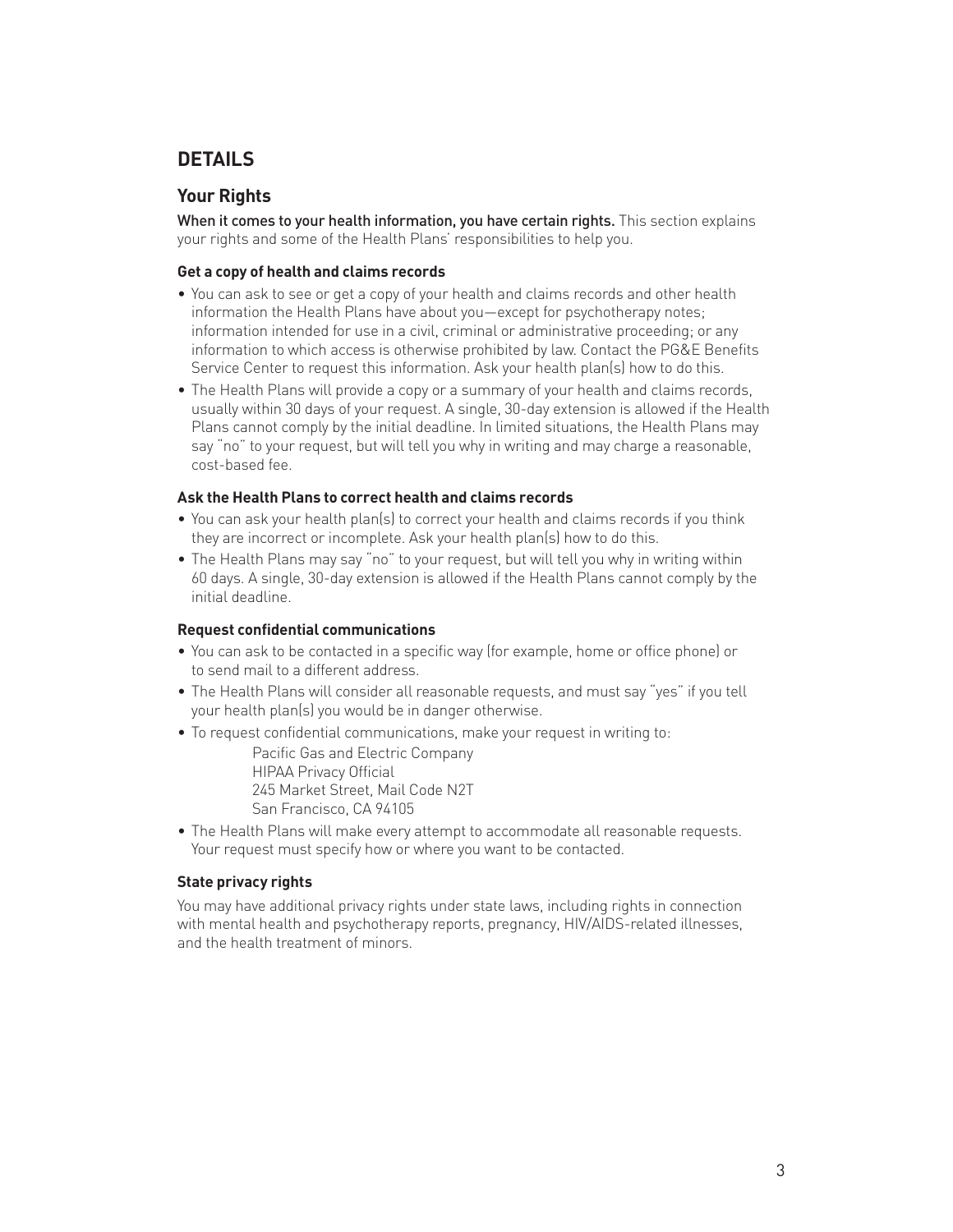## DETAILS

### Your Rights

**When it comes to your health information, you have certain rights.** This section explains your rights and some of the Health Plans' responsibilities to help you.

#### Get a copy of health and claims records

- You can ask to see or get a copy of your health and claims records and other health information the Health Plans have about you—except for psychotherapy notes; information intended for use in a civil, criminal or administrative proceeding; or any information to which access is otherwise prohibited by law. Contact the PG&E Benefits Service Center to request this information. Ask your health plan(s) how to do this.
- The Health Plans will provide a copy or a summary of your health and claims records, usually within 30 days of your request. A single, 30-day extension is allowed if the Health Plans cannot comply by the initial deadline. In limited situations, the Health Plans may say "no" to your request, but will tell you why in writing and may charge a reasonable, cost-based fee.

#### Ask the Health Plans to correct health and claims records

- You can ask your health plan(s) to correct your health and claims records if you think they are incorrect or incomplete. Ask your health plan(s) how to do this.
- The Health Plans may say "no" to your request, but will tell you why in writing within 60 days. A single, 30-day extension is allowed if the Health Plans cannot comply by the initial deadline.

#### Request confidential communications

- You can ask to be contacted in a specific way (for example, home or office phone) or to send mail to a different address.
- The Health Plans will consider all reasonable requests, and must say "yes" if you tell your health plan(s) you would be in danger otherwise.
- To request confidential communications, make your request in writing to:

  Pacific Gas and Electric Company
  HIPAA Privacy Official
  245 Market Street, Mail Code N2T
  San Francisco, CA 94105

- The Health Plans will make every attempt to accommodate all reasonable requests. Your request must specify how or where you want to be contacted.

#### State privacy rights

You may have additional privacy rights under state laws, including rights in connection with mental health and psychotherapy reports, pregnancy, HIV/AIDS-related illnesses, and the health treatment of minors.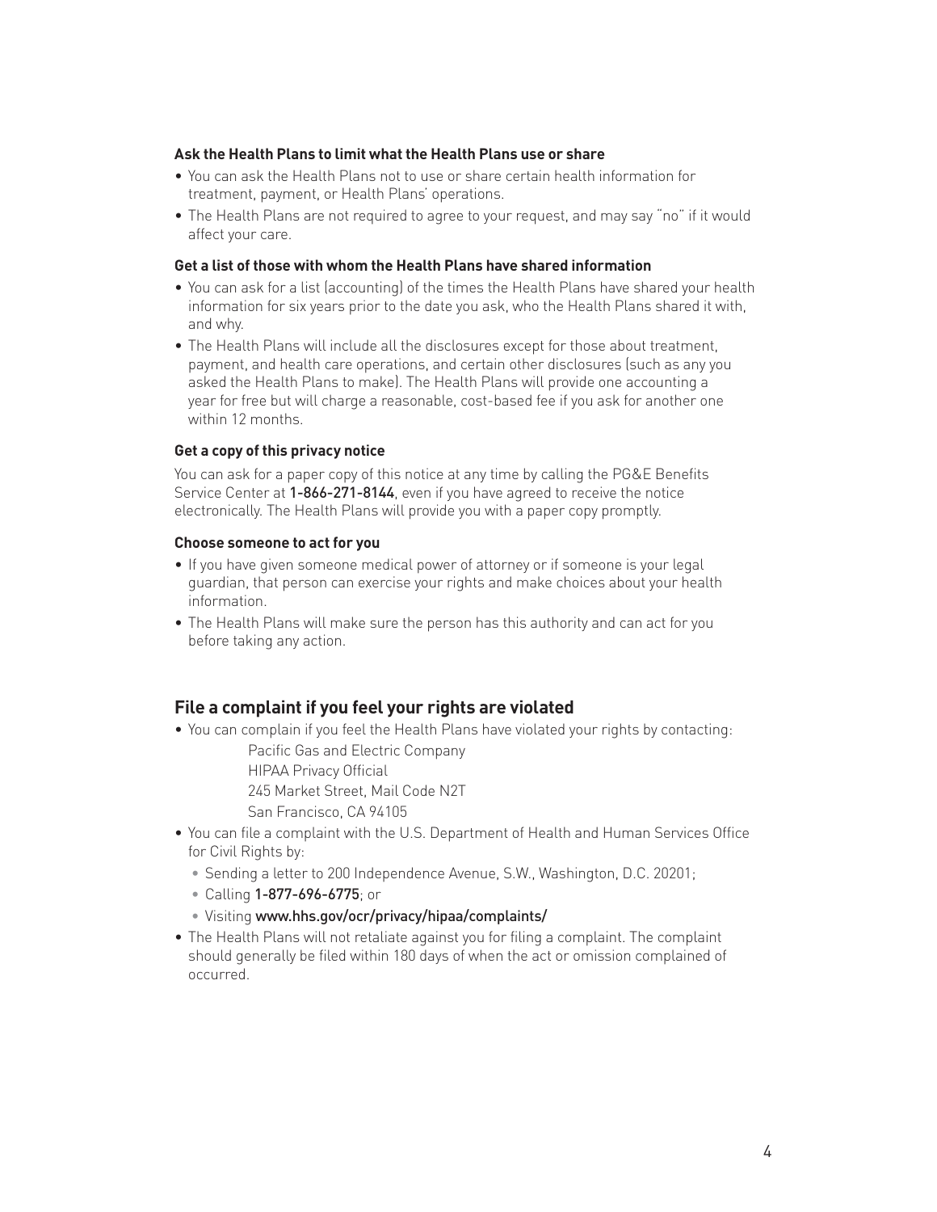### Ask the Health Plans to limit what the Health Plans use or share

- You can ask the Health Plans not to use or share certain health information for treatment, payment, or Health Plans' operations.
- The Health Plans are not required to agree to your request, and may say "no" if it would affect your care.

### Get a list of those with whom the Health Plans have shared information

- You can ask for a list (accounting) of the times the Health Plans have shared your health information for six years prior to the date you ask, who the Health Plans shared it with, and why.
- The Health Plans will include all the disclosures except for those about treatment, payment, and health care operations, and certain other disclosures (such as any you asked the Health Plans to make). The Health Plans will provide one accounting a year for free but will charge a reasonable, cost-based fee if you ask for another one within 12 months.

### Get a copy of this privacy notice

You can ask for a paper copy of this notice at any time by calling the PG&E Benefits Service Center at **1-866-271-8144**, even if you have agreed to receive the notice electronically. The Health Plans will provide you with a paper copy promptly.

### Choose someone to act for you

- If you have given someone medical power of attorney or if someone is your legal guardian, that person can exercise your rights and make choices about your health information.
- The Health Plans will make sure the person has this authority and can act for you before taking any action.

## File a complaint if you feel your rights are violated

- You can complain if you feel the Health Plans have violated your rights by contacting:

  Pacific Gas and Electric Company
  HIPAA Privacy Official
  245 Market Street, Mail Code N2T
  San Francisco, CA 94105

- You can file a complaint with the U.S. Department of Health and Human Services Office for Civil Rights by:
  - Sending a letter to 200 Independence Avenue, S.W., Washington, D.C. 20201;
  - Calling **1-877-696-6775**; or
  - Visiting **www.hhs.gov/ocr/privacy/hipaa/complaints/**
- The Health Plans will not retaliate against you for filing a complaint. The complaint should generally be filed within 180 days of when the act or omission complained of occurred.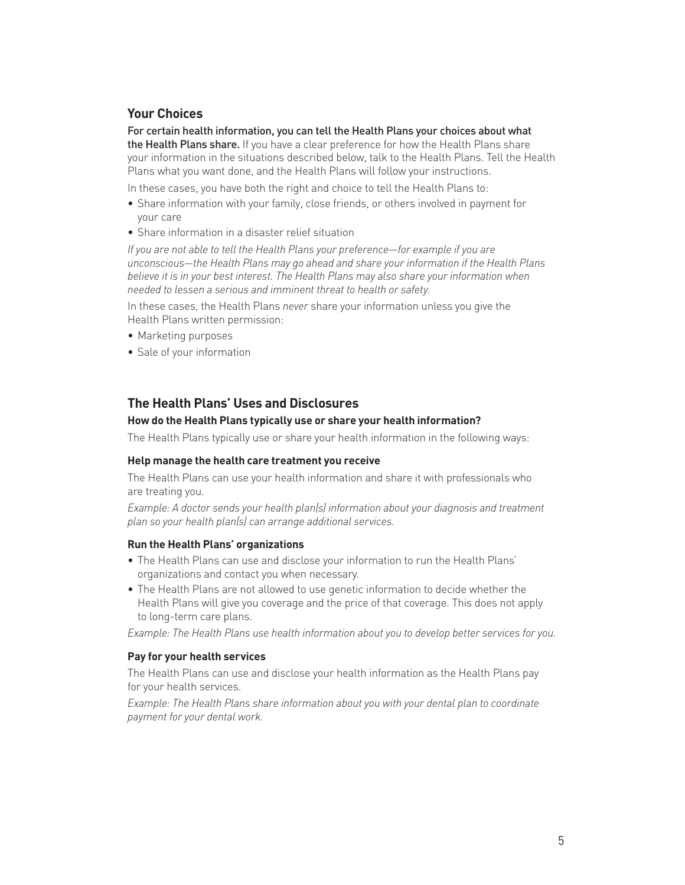## Your Choices

**For certain health information, you can tell the Health Plans your choices about what the Health Plans share.** If you have a clear preference for how the Health Plans share your information in the situations described below, talk to the Health Plans. Tell the Health Plans what you want done, and the Health Plans will follow your instructions.

In these cases, you have both the right and choice to tell the Health Plans to:

- Share information with your family, close friends, or others involved in payment for your care
- Share information in a disaster relief situation

*If you are not able to tell the Health Plans your preference—for example if you are unconscious—the Health Plans may go ahead and share your information if the Health Plans believe it is in your best interest. The Health Plans may also share your information when needed to lessen a serious and imminent threat to health or safety.*

In these cases, the Health Plans *never* share your information unless you give the Health Plans written permission:

- Marketing purposes
- Sale of your information

## The Health Plans' Uses and Disclosures

**How do the Health Plans typically use or share your health information?**

The Health Plans typically use or share your health information in the following ways:

**Help manage the health care treatment you receive**

The Health Plans can use your health information and share it with professionals who are treating you.

*Example: A doctor sends your health plan(s) information about your diagnosis and treatment plan so your health plan(s) can arrange additional services.*

**Run the Health Plans' organizations**

- The Health Plans can use and disclose your information to run the Health Plans' organizations and contact you when necessary.
- The Health Plans are not allowed to use genetic information to decide whether the Health Plans will give you coverage and the price of that coverage. This does not apply to long-term care plans.

*Example: The Health Plans use health information about you to develop better services for you.*

**Pay for your health services**

The Health Plans can use and disclose your health information as the Health Plans pay for your health services.

*Example: The Health Plans share information about you with your dental plan to coordinate payment for your dental work.*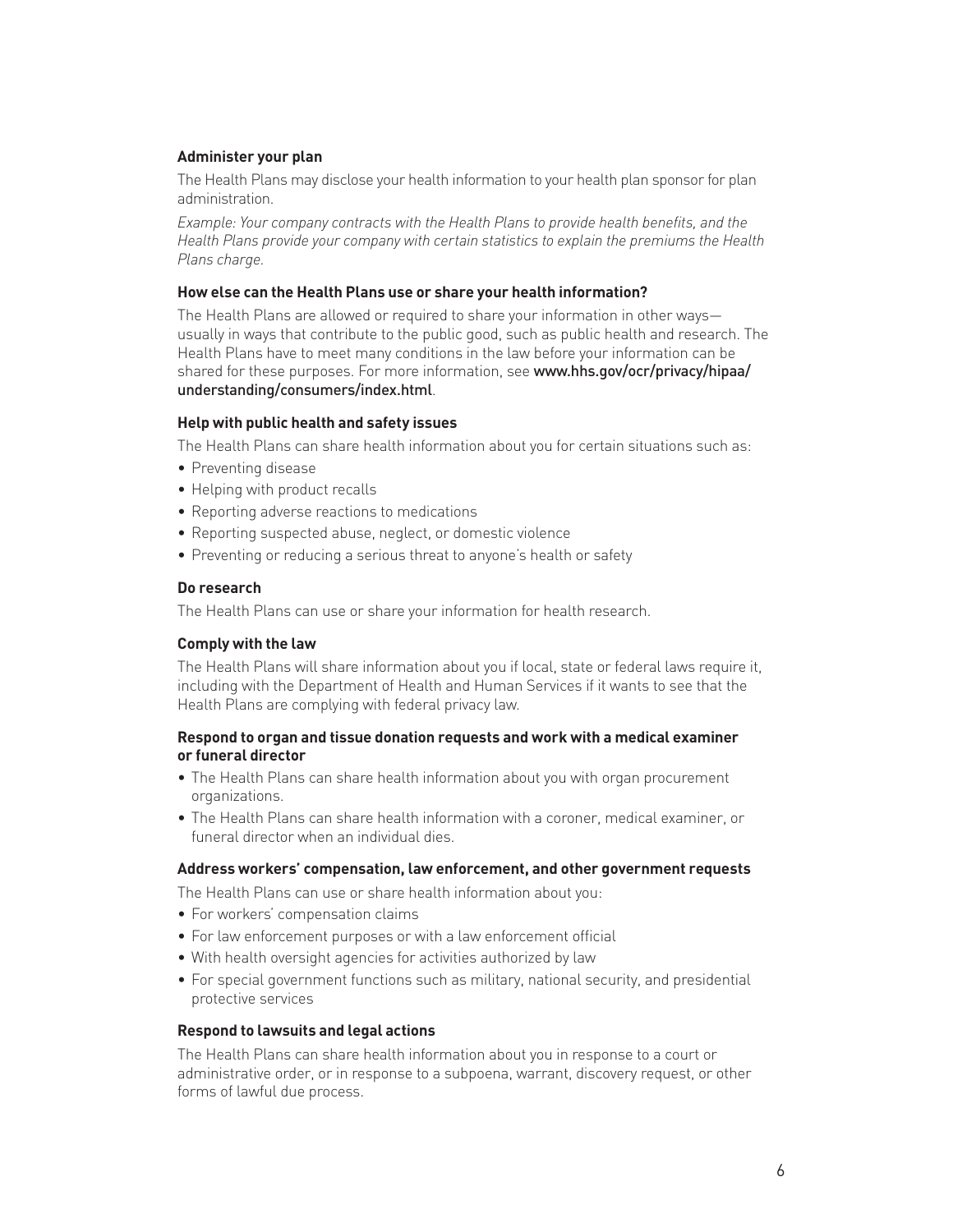**Administer your plan**

The Health Plans may disclose your health information to your health plan sponsor for plan administration.

*Example: Your company contracts with the Health Plans to provide health benefits, and the Health Plans provide your company with certain statistics to explain the premiums the Health Plans charge.*

**How else can the Health Plans use or share your health information?**

The Health Plans are allowed or required to share your information in other ways—usually in ways that contribute to the public good, such as public health and research. The Health Plans have to meet many conditions in the law before your information can be shared for these purposes. For more information, see www.hhs.gov/ocr/privacy/hipaa/understanding/consumers/index.html.

**Help with public health and safety issues**

The Health Plans can share health information about you for certain situations such as:

- Preventing disease
- Helping with product recalls
- Reporting adverse reactions to medications
- Reporting suspected abuse, neglect, or domestic violence
- Preventing or reducing a serious threat to anyone's health or safety

**Do research**

The Health Plans can use or share your information for health research.

**Comply with the law**

The Health Plans will share information about you if local, state or federal laws require it, including with the Department of Health and Human Services if it wants to see that the Health Plans are complying with federal privacy law.

**Respond to organ and tissue donation requests and work with a medical examiner or funeral director**

- The Health Plans can share health information about you with organ procurement organizations.
- The Health Plans can share health information with a coroner, medical examiner, or funeral director when an individual dies.

**Address workers' compensation, law enforcement, and other government requests**

The Health Plans can use or share health information about you:

- For workers' compensation claims
- For law enforcement purposes or with a law enforcement official
- With health oversight agencies for activities authorized by law
- For special government functions such as military, national security, and presidential protective services

**Respond to lawsuits and legal actions**

The Health Plans can share health information about you in response to a court or administrative order, or in response to a subpoena, warrant, discovery request, or other forms of lawful due process.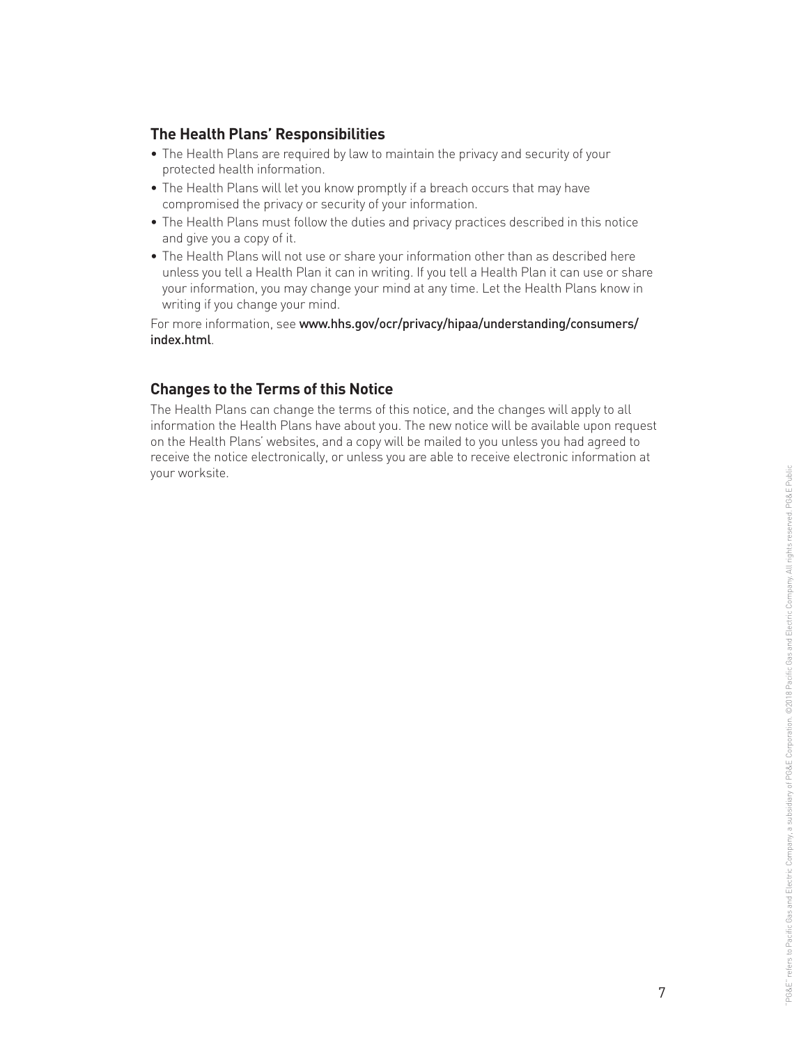## The Health Plans' Responsibilities

- The Health Plans are required by law to maintain the privacy and security of your protected health information.
- The Health Plans will let you know promptly if a breach occurs that may have compromised the privacy or security of your information.
- The Health Plans must follow the duties and privacy practices described in this notice and give you a copy of it.
- The Health Plans will not use or share your information other than as described here unless you tell a Health Plan it can in writing. If you tell a Health Plan it can use or share your information, you may change your mind at any time. Let the Health Plans know in writing if you change your mind.

For more information, see **www.hhs.gov/ocr/privacy/hipaa/understanding/consumers/index.html**.

## Changes to the Terms of this Notice

The Health Plans can change the terms of this notice, and the changes will apply to all information the Health Plans have about you. The new notice will be available upon request on the Health Plans' websites, and a copy will be mailed to you unless you had agreed to receive the notice electronically, or unless you are able to receive electronic information at your worksite.

"PG&E" refers to Pacific Gas and Electric Company, a subsidiary of PG&E Corporation. ©2018 Pacific Gas and Electric Company. All rights reserved. PG&E Public